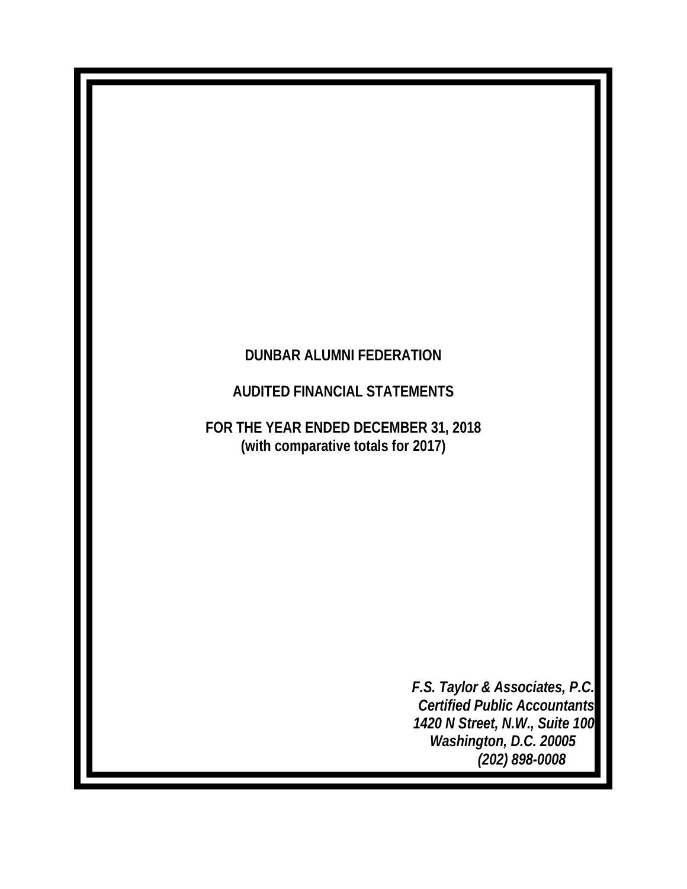# DUNBAR ALUMNI FEDERATION

## AUDITED FINANCIAL STATEMENTS

## FOR THE YEAR ENDED DECEMBER 31, 2018
## (with comparative totals for 2017)

*F.S. Taylor & Associates, P.C.*
*Certified Public Accountants*
*1420 N Street, N.W., Suite 100*
*Washington, D.C. 20005*
*(202) 898-0008*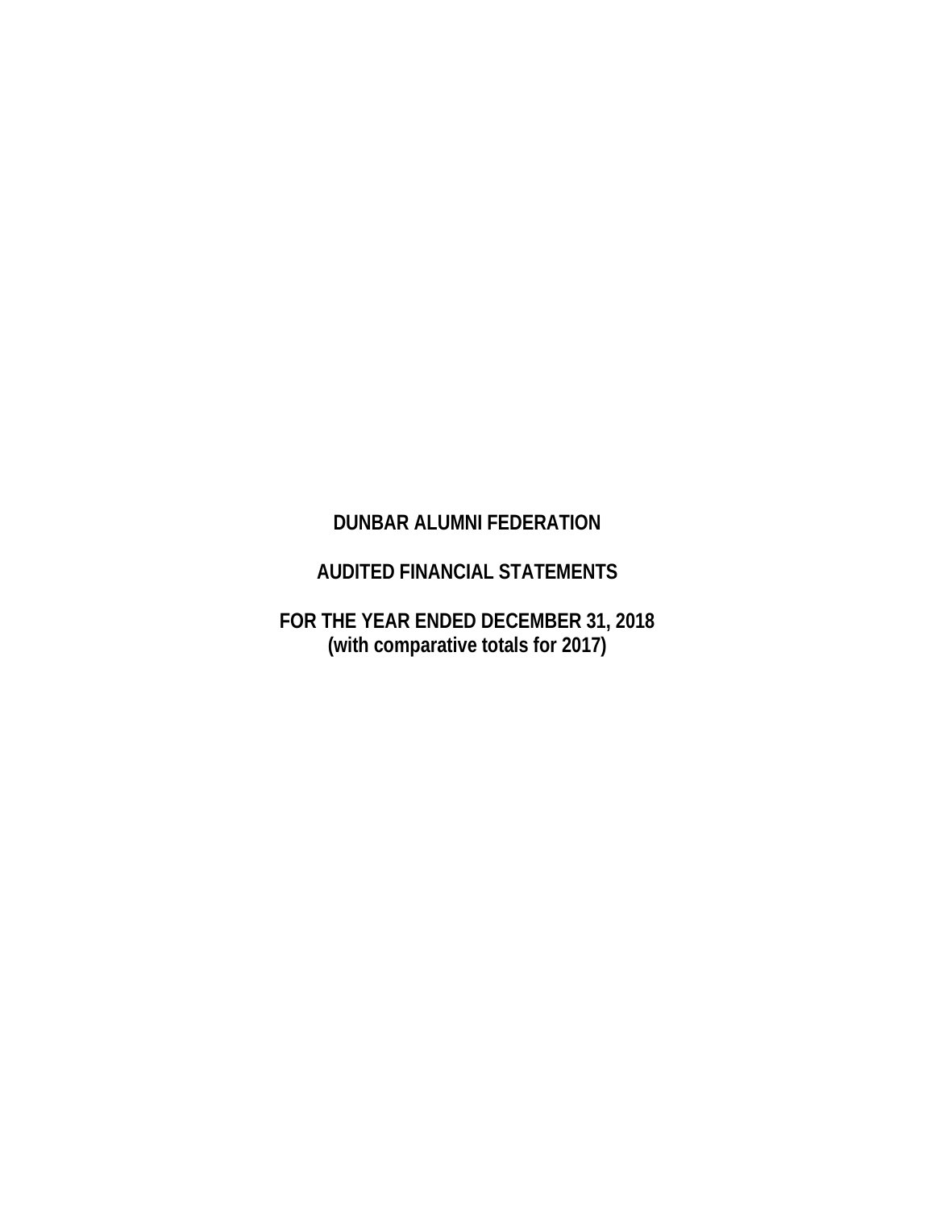# DUNBAR ALUMNI FEDERATION

## AUDITED FINANCIAL STATEMENTS

## FOR THE YEAR ENDED DECEMBER 31, 2018
## (with comparative totals for 2017)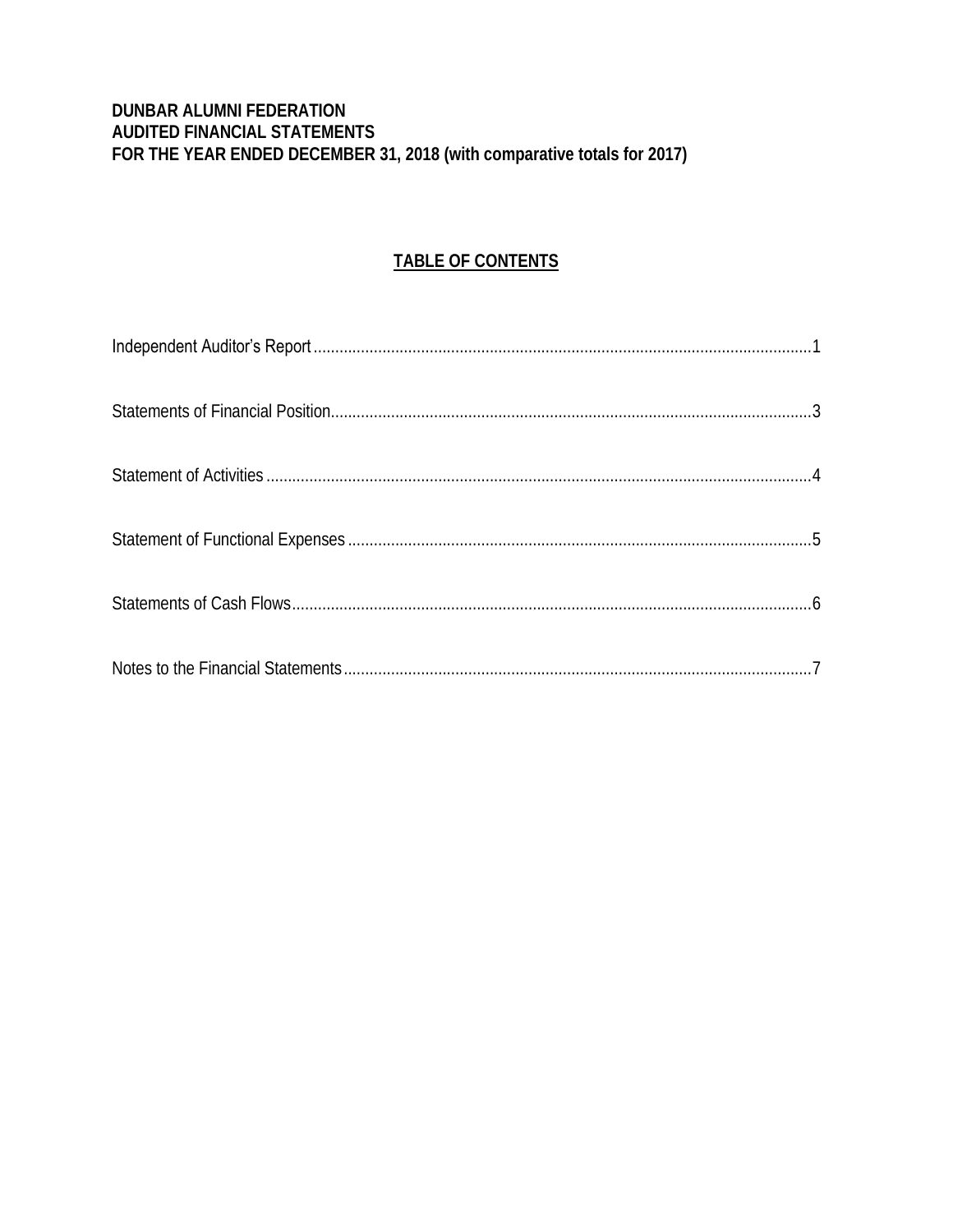**DUNBAR ALUMNI FEDERATION**
**AUDITED FINANCIAL STATEMENTS**
**FOR THE YEAR ENDED DECEMBER 31, 2018 (with comparative totals for 2017)**

## TABLE OF CONTENTS

| | |
|---|---|
| Independent Auditor's Report | 1 |
| Statements of Financial Position | 3 |
| Statement of Activities | 4 |
| Statement of Functional Expenses | 5 |
| Statements of Cash Flows | 6 |
| Notes to the Financial Statements | 7 |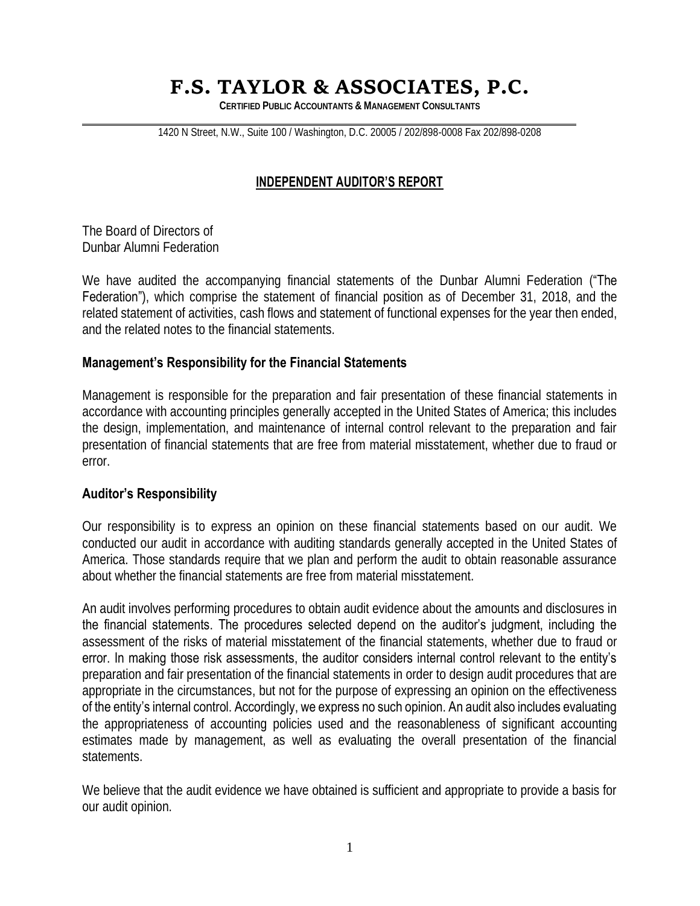# F.S. TAYLOR & ASSOCIATES, P.C.

**CERTIFIED PUBLIC ACCOUNTANTS & MANAGEMENT CONSULTANTS**

1420 N Street, N.W., Suite 100 / Washington, D.C. 20005 / 202/898-0008 Fax 202/898-0208

## INDEPENDENT AUDITOR'S REPORT

The Board of Directors of
Dunbar Alumni Federation

We have audited the accompanying financial statements of the Dunbar Alumni Federation ("The Federation"), which comprise the statement of financial position as of December 31, 2018, and the related statement of activities, cash flows and statement of functional expenses for the year then ended, and the related notes to the financial statements.

### Management's Responsibility for the Financial Statements

Management is responsible for the preparation and fair presentation of these financial statements in accordance with accounting principles generally accepted in the United States of America; this includes the design, implementation, and maintenance of internal control relevant to the preparation and fair presentation of financial statements that are free from material misstatement, whether due to fraud or error.

### Auditor's Responsibility

Our responsibility is to express an opinion on these financial statements based on our audit. We conducted our audit in accordance with auditing standards generally accepted in the United States of America. Those standards require that we plan and perform the audit to obtain reasonable assurance about whether the financial statements are free from material misstatement.

An audit involves performing procedures to obtain audit evidence about the amounts and disclosures in the financial statements. The procedures selected depend on the auditor's judgment, including the assessment of the risks of material misstatement of the financial statements, whether due to fraud or error. In making those risk assessments, the auditor considers internal control relevant to the entity's preparation and fair presentation of the financial statements in order to design audit procedures that are appropriate in the circumstances, but not for the purpose of expressing an opinion on the effectiveness of the entity's internal control. Accordingly, we express no such opinion. An audit also includes evaluating the appropriateness of accounting policies used and the reasonableness of significant accounting estimates made by management, as well as evaluating the overall presentation of the financial statements.

We believe that the audit evidence we have obtained is sufficient and appropriate to provide a basis for our audit opinion.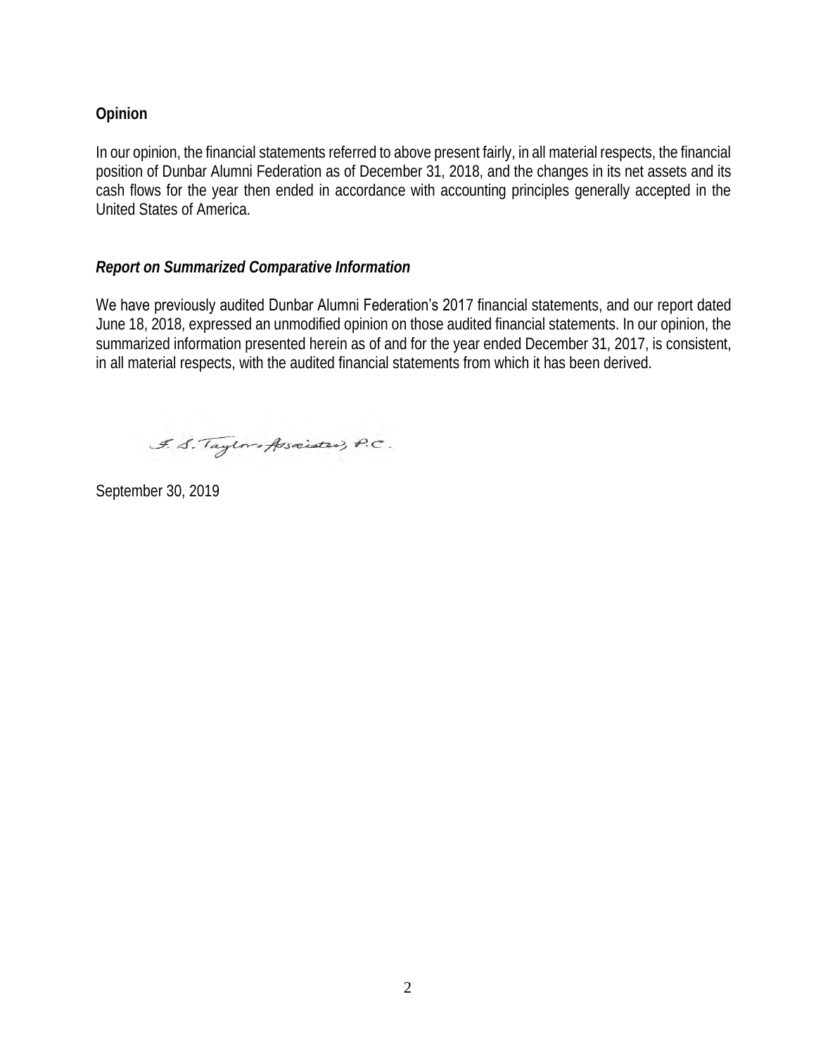**Opinion**

In our opinion, the financial statements referred to above present fairly, in all material respects, the financial position of Dunbar Alumni Federation as of December 31, 2018, and the changes in its net assets and its cash flows for the year then ended in accordance with accounting principles generally accepted in the United States of America.

***Report on Summarized Comparative Information***

We have previously audited Dunbar Alumni Federation's 2017 financial statements, and our report dated June 18, 2018, expressed an unmodified opinion on those audited financial statements. In our opinion, the summarized information presented herein as of and for the year ended December 31, 2017, is consistent, in all material respects, with the audited financial statements from which it has been derived.

F. S. Taylor & Associates, P.C.

September 30, 2019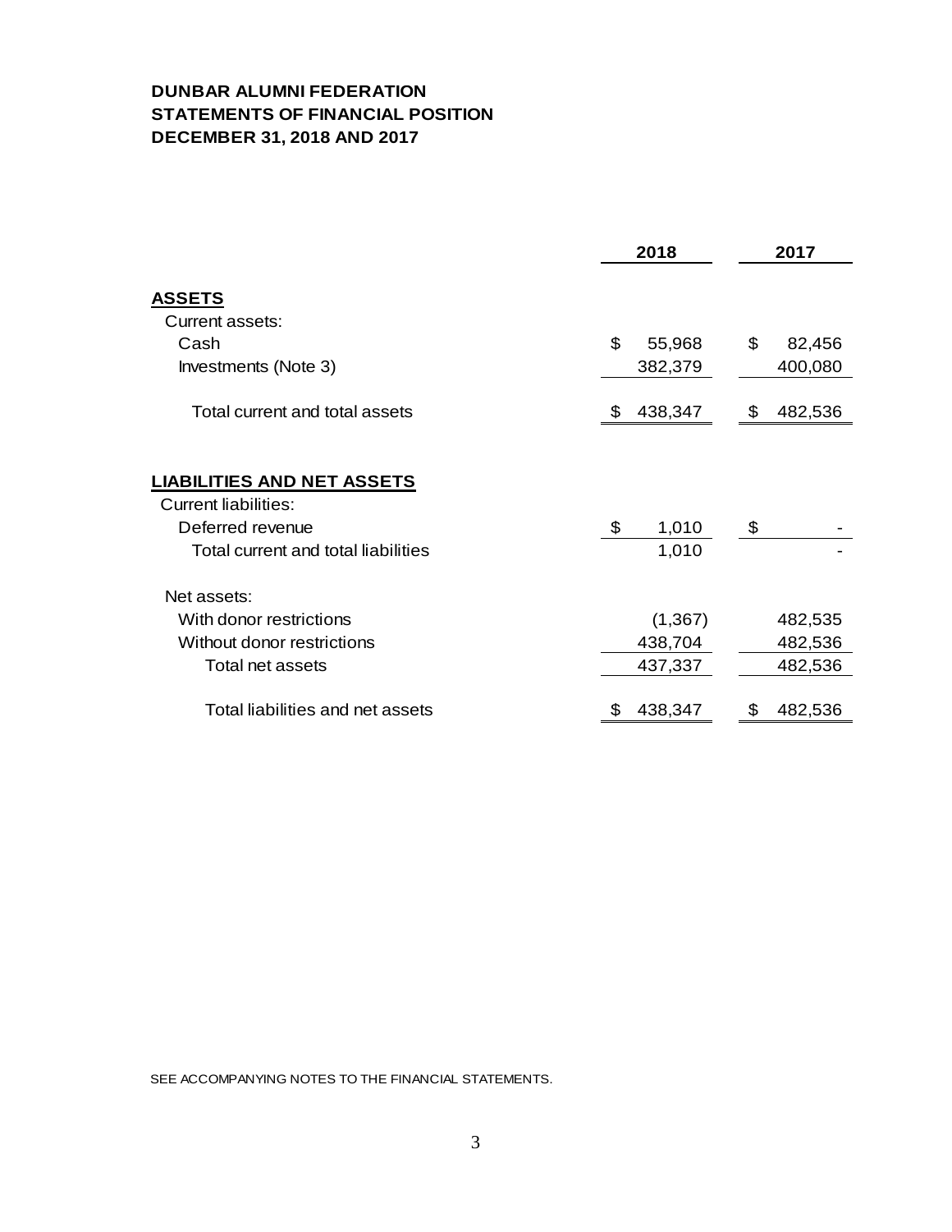**DUNBAR ALUMNI FEDERATION**
**STATEMENTS OF FINANCIAL POSITION**
**DECEMBER 31, 2018 AND 2017**

| | 2018 | 2017 |
|---|---|---|
| **ASSETS** | | |
| Current assets: | | |
| Cash | $ 55,968 | $ 82,456 |
| Investments (Note 3) | 382,379 | 400,080 |
| Total current and total assets | $ 438,347 | $ 482,536 |
| | | |
| **LIABILITIES AND NET ASSETS** | | |
| Current liabilities: | | |
| Deferred revenue | $ 1,010 | $ - |
| Total current and total liabilities | 1,010 | - |
| Net assets: | | |
| With donor restrictions | (1,367) | 482,535 |
| Without donor restrictions | 438,704 | 482,536 |
| Total net assets | 437,337 | 482,536 |
| Total liabilities and net assets | $ 438,347 | $ 482,536 |

SEE ACCOMPANYING NOTES TO THE FINANCIAL STATEMENTS.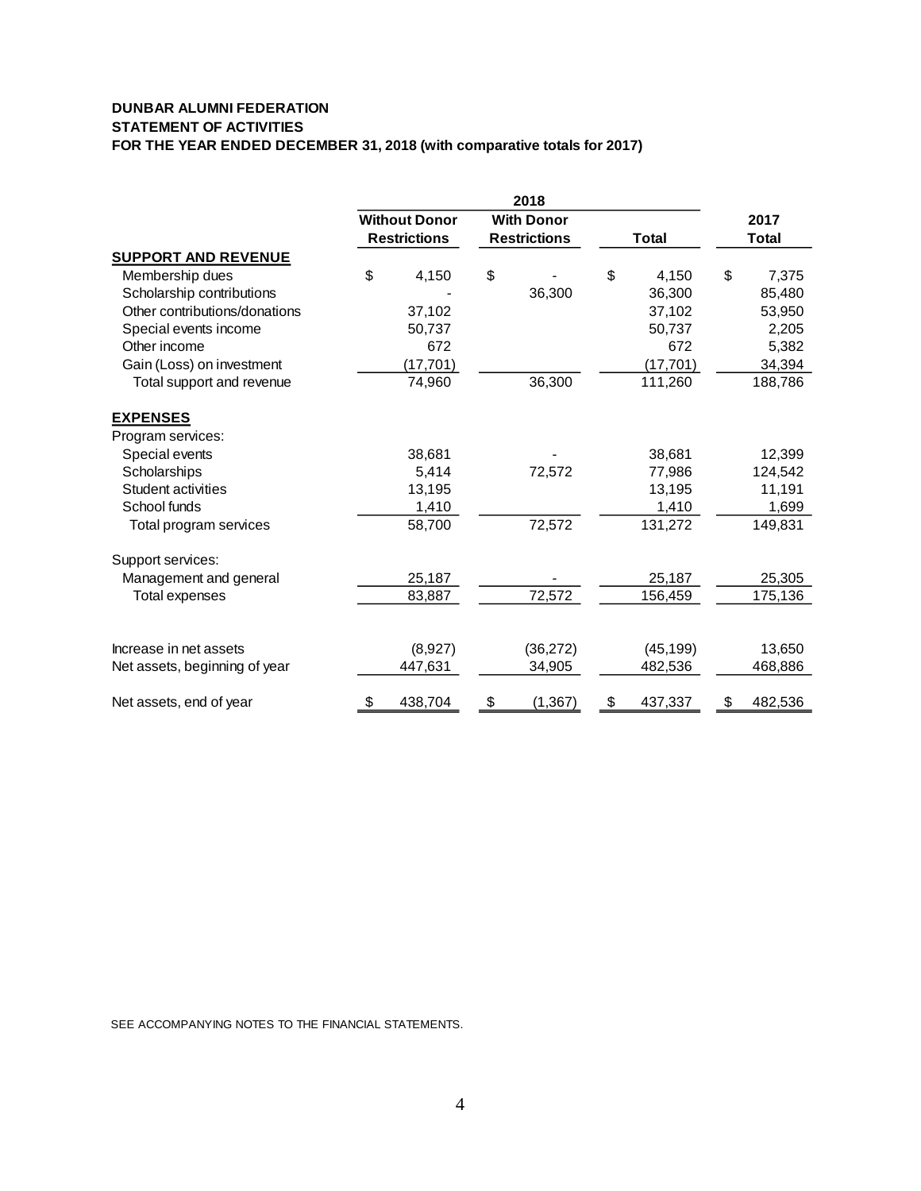**DUNBAR ALUMNI FEDERATION**
**STATEMENT OF ACTIVITIES**
**FOR THE YEAR ENDED DECEMBER 31, 2018 (with comparative totals for 2017)**

| | 2018 | | | |
|---|---|---|---|---|
| | **Without Donor Restrictions** | **With Donor Restrictions** | **Total** | **2017 Total** |
| **SUPPORT AND REVENUE** | | | | |
| Membership dues | $ 4,150 | $ - | $ 4,150 | $ 7,375 |
| Scholarship contributions | - | 36,300 | 36,300 | 85,480 |
| Other contributions/donations | 37,102 | | 37,102 | 53,950 |
| Special events income | 50,737 | | 50,737 | 2,205 |
| Other income | 672 | | 672 | 5,382 |
| Gain (Loss) on investment | (17,701) | | (17,701) | 34,394 |
| Total support and revenue | 74,960 | 36,300 | 111,260 | 188,786 |
| **EXPENSES** | | | | |
| Program services: | | | | |
| Special events | 38,681 | - | 38,681 | 12,399 |
| Scholarships | 5,414 | 72,572 | 77,986 | 124,542 |
| Student activities | 13,195 | | 13,195 | 11,191 |
| School funds | 1,410 | | 1,410 | 1,699 |
| Total program services | 58,700 | 72,572 | 131,272 | 149,831 |
| Support services: | | | | |
| Management and general | 25,187 | - | 25,187 | 25,305 |
| Total expenses | 83,887 | 72,572 | 156,459 | 175,136 |
| Increase in net assets | (8,927) | (36,272) | (45,199) | 13,650 |
| Net assets, beginning of year | 447,631 | 34,905 | 482,536 | 468,886 |
| Net assets, end of year | $ 438,704 | $ (1,367) | $ 437,337 | $ 482,536 |

SEE ACCOMPANYING NOTES TO THE FINANCIAL STATEMENTS.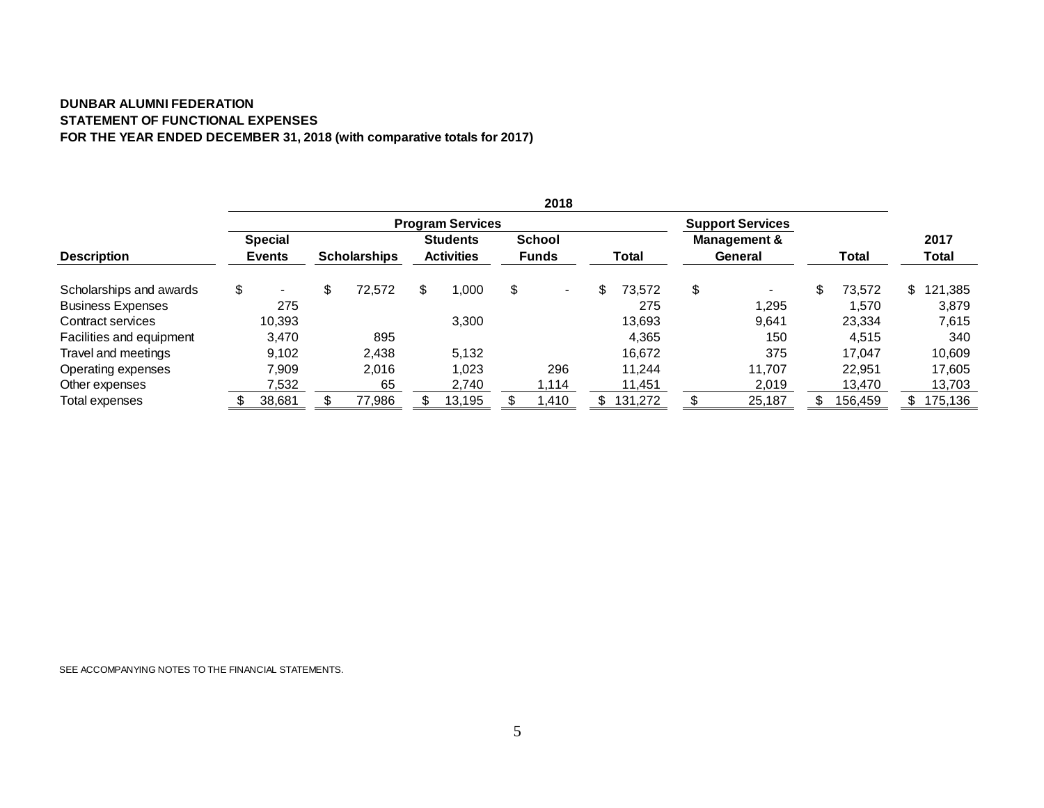**DUNBAR ALUMNI FEDERATION**
**STATEMENT OF FUNCTIONAL EXPENSES**
**FOR THE YEAR ENDED DECEMBER 31, 2018 (with comparative totals for 2017)**

| | 2018 | | | | | | | |
|---|---|---|---|---|---|---|---|---|
| | Program Services | | | | | Support Services | | |
| **Description** | **Special Events** | **Scholarships** | **Students Activities** | **School Funds** | **Total** | **Management & General** | **Total** | **2017 Total** |
| Scholarships and awards | $ - | $ 72,572 | $ 1,000 | $ - | $ 73,572 | $ - | $ 73,572 | $ 121,385 |
| Business Expenses | 275 | | | | 275 | 1,295 | 1,570 | 3,879 |
| Contract services | 10,393 | | 3,300 | | 13,693 | 9,641 | 23,334 | 7,615 |
| Facilities and equipment | 3,470 | 895 | | | 4,365 | 150 | 4,515 | 340 |
| Travel and meetings | 9,102 | 2,438 | 5,132 | | 16,672 | 375 | 17,047 | 10,609 |
| Operating expenses | 7,909 | 2,016 | 1,023 | 296 | 11,244 | 11,707 | 22,951 | 17,605 |
| Other expenses | 7,532 | 65 | 2,740 | 1,114 | 11,451 | 2,019 | 13,470 | 13,703 |
| Total expenses | $ 38,681 | $ 77,986 | $ 13,195 | $ 1,410 | $ 131,272 | $ 25,187 | $ 156,459 | $ 175,136 |

SEE ACCOMPANYING NOTES TO THE FINANCIAL STATEMENTS.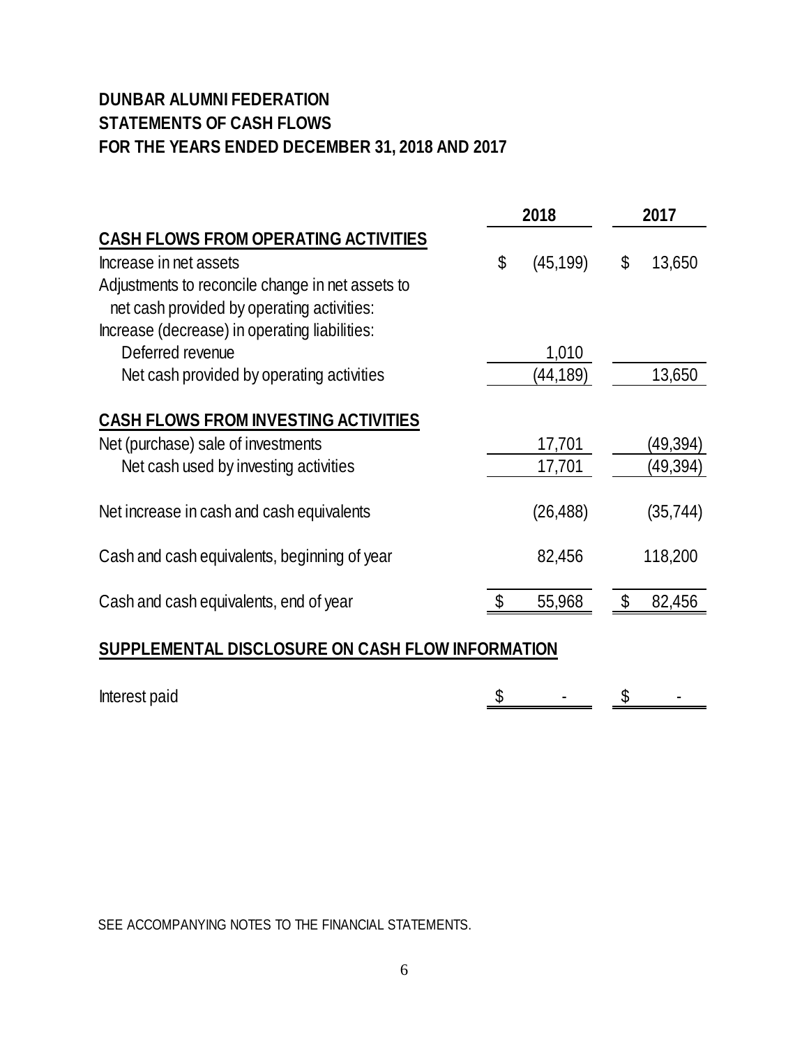**DUNBAR ALUMNI FEDERATION**
**STATEMENTS OF CASH FLOWS**
**FOR THE YEARS ENDED DECEMBER 31, 2018 AND 2017**

| | 2018 | 2017 |
|---|---|---|
| **CASH FLOWS FROM OPERATING ACTIVITIES** | | |
| Increase in net assets | $ (45,199) | $ 13,650 |
| Adjustments to reconcile change in net assets to net cash provided by operating activities: | | |
| Increase (decrease) in operating liabilities: | | |
| Deferred revenue | 1,010 | |
| Net cash provided by operating activities | (44,189) | 13,650 |
| **CASH FLOWS FROM INVESTING ACTIVITIES** | | |
| Net (purchase) sale of investments | 17,701 | (49,394) |
| Net cash used by investing activities | 17,701 | (49,394) |
| Net increase in cash and cash equivalents | (26,488) | (35,744) |
| Cash and cash equivalents, beginning of year | 82,456 | 118,200 |
| Cash and cash equivalents, end of year | $ 55,968 | $ 82,456 |

**SUPPLEMENTAL DISCLOSURE ON CASH FLOW INFORMATION**

| | 2018 | 2017 |
|---|---|---|
| Interest paid | $ - | $ - |

SEE ACCOMPANYING NOTES TO THE FINANCIAL STATEMENTS.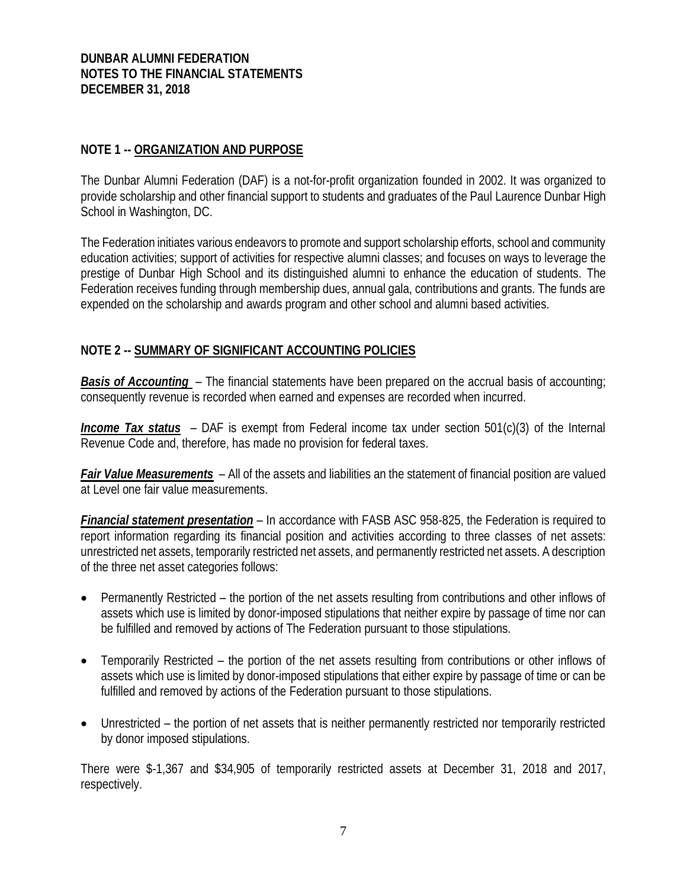**DUNBAR ALUMNI FEDERATION**
**NOTES TO THE FINANCIAL STATEMENTS**
**DECEMBER 31, 2018**

## NOTE 1 -- ORGANIZATION AND PURPOSE

The Dunbar Alumni Federation (DAF) is a not-for-profit organization founded in 2002. It was organized to provide scholarship and other financial support to students and graduates of the Paul Laurence Dunbar High School in Washington, DC.

The Federation initiates various endeavors to promote and support scholarship efforts, school and community education activities; support of activities for respective alumni classes; and focuses on ways to leverage the prestige of Dunbar High School and its distinguished alumni to enhance the education of students. The Federation receives funding through membership dues, annual gala, contributions and grants. The funds are expended on the scholarship and awards program and other school and alumni based activities.

## NOTE 2 -- SUMMARY OF SIGNIFICANT ACCOUNTING POLICIES

***Basis of Accounting*** – The financial statements have been prepared on the accrual basis of accounting; consequently revenue is recorded when earned and expenses are recorded when incurred.

***Income Tax status*** – DAF is exempt from Federal income tax under section 501(c)(3) of the Internal Revenue Code and, therefore, has made no provision for federal taxes.

***Fair Value Measurements*** – All of the assets and liabilities an the statement of financial position are valued at Level one fair value measurements.

***Financial statement presentation*** – In accordance with FASB ASC 958-825, the Federation is required to report information regarding its financial position and activities according to three classes of net assets: unrestricted net assets, temporarily restricted net assets, and permanently restricted net assets. A description of the three net asset categories follows:

- Permanently Restricted – the portion of the net assets resulting from contributions and other inflows of assets which use is limited by donor-imposed stipulations that neither expire by passage of time nor can be fulfilled and removed by actions of The Federation pursuant to those stipulations.

- Temporarily Restricted – the portion of the net assets resulting from contributions or other inflows of assets which use is limited by donor-imposed stipulations that either expire by passage of time or can be fulfilled and removed by actions of the Federation pursuant to those stipulations.

- Unrestricted – the portion of net assets that is neither permanently restricted nor temporarily restricted by donor imposed stipulations.

There were $-1,367 and $34,905 of temporarily restricted assets at December 31, 2018 and 2017, respectively.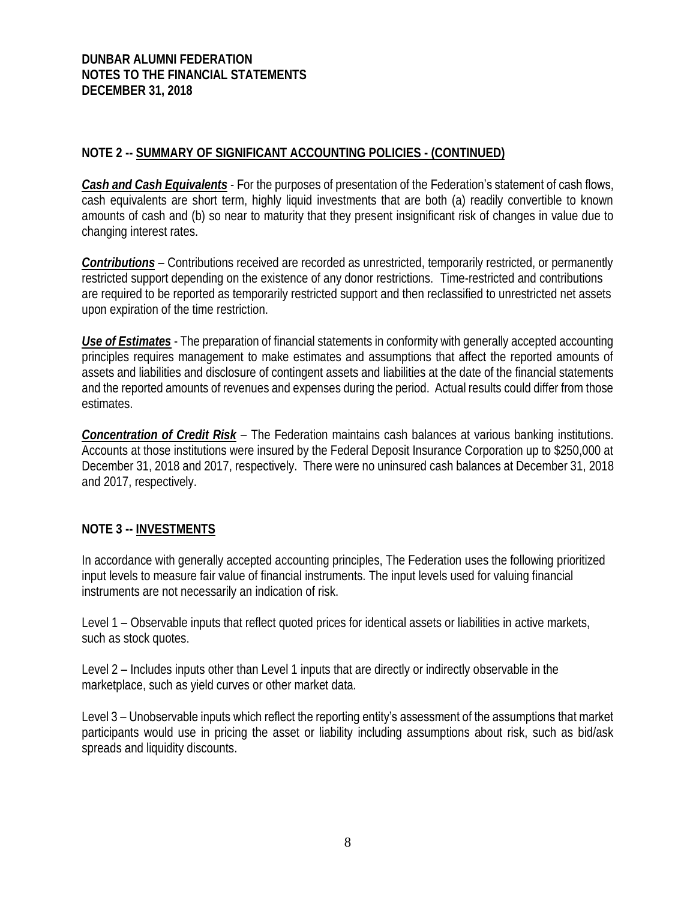**DUNBAR ALUMNI FEDERATION**
**NOTES TO THE FINANCIAL STATEMENTS**
**DECEMBER 31, 2018**

## NOTE 2 -- SUMMARY OF SIGNIFICANT ACCOUNTING POLICIES - (CONTINUED)

***Cash and Cash Equivalents*** - For the purposes of presentation of the Federation's statement of cash flows, cash equivalents are short term, highly liquid investments that are both (a) readily convertible to known amounts of cash and (b) so near to maturity that they present insignificant risk of changes in value due to changing interest rates.

***Contributions*** – Contributions received are recorded as unrestricted, temporarily restricted, or permanently restricted support depending on the existence of any donor restrictions. Time-restricted and contributions are required to be reported as temporarily restricted support and then reclassified to unrestricted net assets upon expiration of the time restriction.

***Use of Estimates*** - The preparation of financial statements in conformity with generally accepted accounting principles requires management to make estimates and assumptions that affect the reported amounts of assets and liabilities and disclosure of contingent assets and liabilities at the date of the financial statements and the reported amounts of revenues and expenses during the period. Actual results could differ from those estimates.

***Concentration of Credit Risk*** – The Federation maintains cash balances at various banking institutions. Accounts at those institutions were insured by the Federal Deposit Insurance Corporation up to $250,000 at December 31, 2018 and 2017, respectively. There were no uninsured cash balances at December 31, 2018 and 2017, respectively.

## NOTE 3 -- INVESTMENTS

In accordance with generally accepted accounting principles, The Federation uses the following prioritized input levels to measure fair value of financial instruments. The input levels used for valuing financial instruments are not necessarily an indication of risk.

Level 1 – Observable inputs that reflect quoted prices for identical assets or liabilities in active markets, such as stock quotes.

Level 2 – Includes inputs other than Level 1 inputs that are directly or indirectly observable in the marketplace, such as yield curves or other market data.

Level 3 – Unobservable inputs which reflect the reporting entity's assessment of the assumptions that market participants would use in pricing the asset or liability including assumptions about risk, such as bid/ask spreads and liquidity discounts.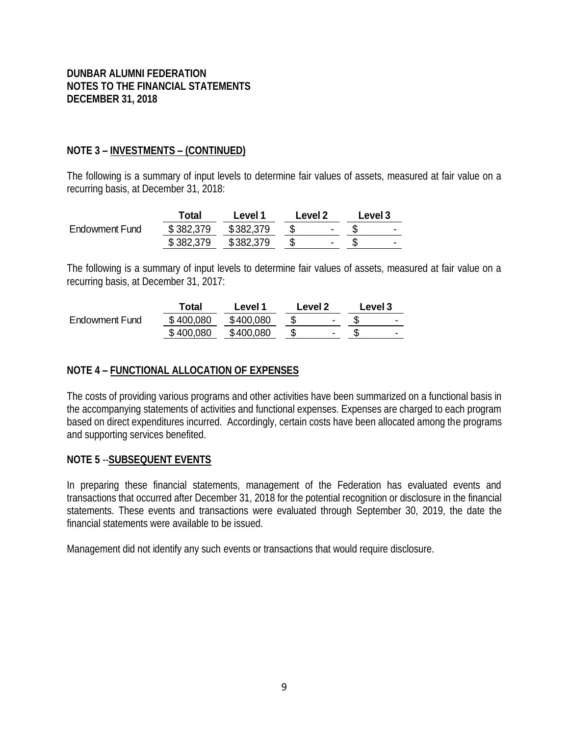**DUNBAR ALUMNI FEDERATION**
**NOTES TO THE FINANCIAL STATEMENTS**
**DECEMBER 31, 2018**

**NOTE 3 – INVESTMENTS – (CONTINUED)**

The following is a summary of input levels to determine fair values of assets, measured at fair value on a recurring basis, at December 31, 2018:

| | Total | Level 1 | Level 2 | Level 3 |
|---|---|---|---|---|
| Endowment Fund | $ 382,379 | $382,379 | $ - | $ - |
| | $ 382,379 | $382,379 | $ - | $ - |

The following is a summary of input levels to determine fair values of assets, measured at fair value on a recurring basis, at December 31, 2017:

| | Total | Level 1 | Level 2 | Level 3 |
|---|---|---|---|---|
| Endowment Fund | $ 400,080 | $400,080 | $ - | $ - |
| | $ 400,080 | $400,080 | $ - | $ - |

**NOTE 4 – FUNCTIONAL ALLOCATION OF EXPENSES**

The costs of providing various programs and other activities have been summarized on a functional basis in the accompanying statements of activities and functional expenses. Expenses are charged to each program based on direct expenditures incurred. Accordingly, certain costs have been allocated among the programs and supporting services benefited.

**NOTE 5 --SUBSEQUENT EVENTS**

In preparing these financial statements, management of the Federation has evaluated events and transactions that occurred after December 31, 2018 for the potential recognition or disclosure in the financial statements. These events and transactions were evaluated through September 30, 2019, the date the financial statements were available to be issued.

Management did not identify any such events or transactions that would require disclosure.